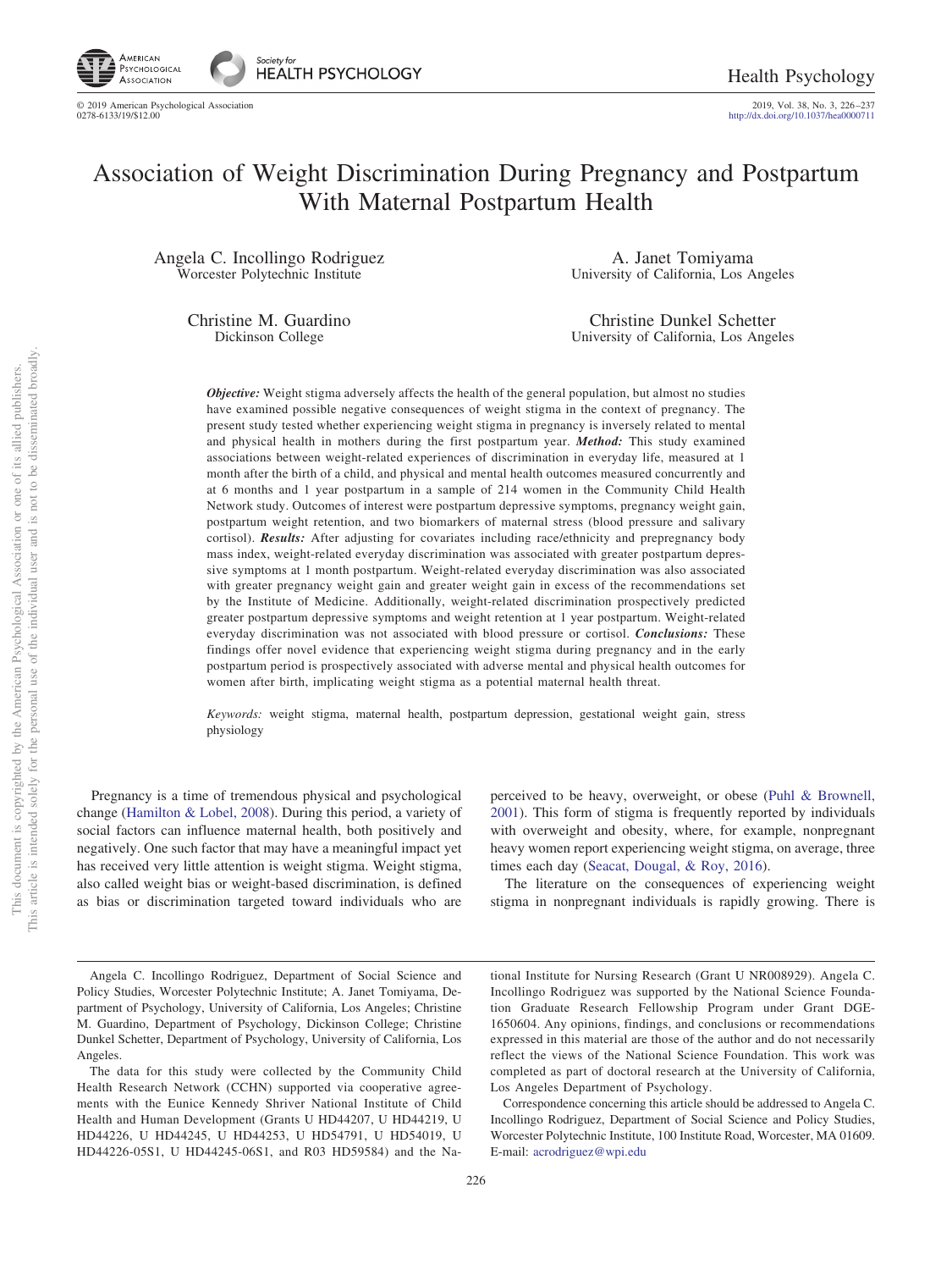# Association of Weight Discrimination During Pregnancy and Postpartum With Maternal Postpartum Health

Angela C. Incollingo Rodriguez
Worcester Polytechnic Institute

A. Janet Tomiyama
University of California, Los Angeles

Christine M. Guardino
Dickinson College

Christine Dunkel Schetter
University of California, Los Angeles

***Objective:*** Weight stigma adversely affects the health of the general population, but almost no studies have examined possible negative consequences of weight stigma in the context of pregnancy. The present study tested whether experiencing weight stigma in pregnancy is inversely related to mental and physical health in mothers during the first postpartum year. ***Method:*** This study examined associations between weight-related experiences of discrimination in everyday life, measured at 1 month after the birth of a child, and physical and mental health outcomes measured concurrently and at 6 months and 1 year postpartum in a sample of 214 women in the Community Child Health Network study. Outcomes of interest were postpartum depressive symptoms, pregnancy weight gain, postpartum weight retention, and two biomarkers of maternal stress (blood pressure and salivary cortisol). ***Results:*** After adjusting for covariates including race/ethnicity and prepregnancy body mass index, weight-related everyday discrimination was associated with greater postpartum depressive symptoms at 1 month postpartum. Weight-related everyday discrimination was also associated with greater pregnancy weight gain and greater weight gain in excess of the recommendations set by the Institute of Medicine. Additionally, weight-related discrimination prospectively predicted greater postpartum depressive symptoms and weight retention at 1 year postpartum. Weight-related everyday discrimination was not associated with blood pressure or cortisol. ***Conclusions:*** These findings offer novel evidence that experiencing weight stigma during pregnancy and in the early postpartum period is prospectively associated with adverse mental and physical health outcomes for women after birth, implicating weight stigma as a potential maternal health threat.

*Keywords:* weight stigma, maternal health, postpartum depression, gestational weight gain, stress physiology

Pregnancy is a time of tremendous physical and psychological change (Hamilton & Lobel, 2008). During this period, a variety of social factors can influence maternal health, both positively and negatively. One such factor that may have a meaningful impact yet has received very little attention is weight stigma. Weight stigma, also called weight bias or weight-based discrimination, is defined as bias or discrimination targeted toward individuals who are perceived to be heavy, overweight, or obese (Puhl & Brownell, 2001). This form of stigma is frequently reported by individuals with overweight and obesity, where, for example, nonpregnant heavy women report experiencing weight stigma, on average, three times each day (Seacat, Dougal, & Roy, 2016).

The literature on the consequences of experiencing weight stigma in nonpregnant individuals is rapidly growing. There is

---

Angela C. Incollingo Rodriguez, Department of Social Science and Policy Studies, Worcester Polytechnic Institute; A. Janet Tomiyama, Department of Psychology, University of California, Los Angeles; Christine M. Guardino, Department of Psychology, Dickinson College; Christine Dunkel Schetter, Department of Psychology, University of California, Los Angeles.

The data for this study were collected by the Community Child Health Research Network (CCHN) supported via cooperative agreements with the Eunice Kennedy Shriver National Institute of Child Health and Human Development (Grants U HD44207, U HD44219, U HD44226, U HD44245, U HD44253, U HD54791, U HD54019, U HD44226-05S1, U HD44245-06S1, and R03 HD59584) and the National Institute for Nursing Research (Grant U NR008929). Angela C. Incollingo Rodriguez was supported by the National Science Foundation Graduate Research Fellowship Program under Grant DGE-1650604. Any opinions, findings, and conclusions or recommendations expressed in this material are those of the author and do not necessarily reflect the views of the National Science Foundation. This work was completed as part of doctoral research at the University of California, Los Angeles Department of Psychology.

Correspondence concerning this article should be addressed to Angela C. Incollingo Rodriguez, Department of Social Science and Policy Studies, Worcester Polytechnic Institute, 100 Institute Road, Worcester, MA 01609. E-mail: acrodriguez@wpi.edu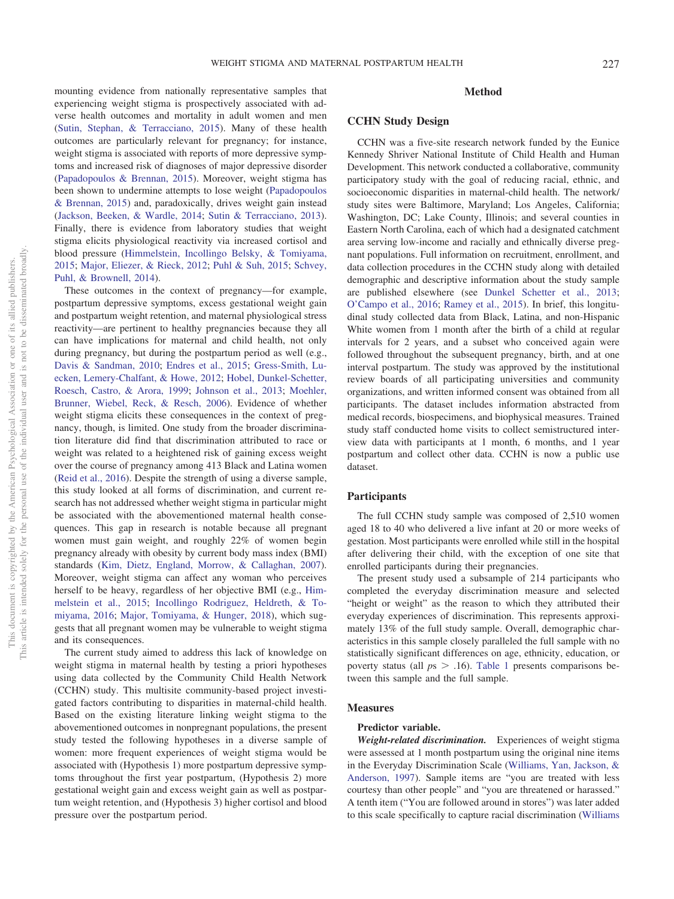mounting evidence from nationally representative samples that experiencing weight stigma is prospectively associated with adverse health outcomes and mortality in adult women and men (Sutin, Stephan, & Terracciano, 2015). Many of these health outcomes are particularly relevant for pregnancy; for instance, weight stigma is associated with reports of more depressive symptoms and increased risk of diagnoses of major depressive disorder (Papadopoulos & Brennan, 2015). Moreover, weight stigma has been shown to undermine attempts to lose weight (Papadopoulos & Brennan, 2015) and, paradoxically, drives weight gain instead (Jackson, Beeken, & Wardle, 2014; Sutin & Terracciano, 2013). Finally, there is evidence from laboratory studies that weight stigma elicits physiological reactivity via increased cortisol and blood pressure (Himmelstein, Incollingo Belsky, & Tomiyama, 2015; Major, Eliezer, & Rieck, 2012; Puhl & Suh, 2015; Schvey, Puhl, & Brownell, 2014).

These outcomes in the context of pregnancy—for example, postpartum depressive symptoms, excess gestational weight gain and postpartum weight retention, and maternal physiological stress reactivity—are pertinent to healthy pregnancies because they all can have implications for maternal and child health, not only during pregnancy, but during the postpartum period as well (e.g., Davis & Sandman, 2010; Endres et al., 2015; Gress-Smith, Luecken, Lemery-Chalfant, & Howe, 2012; Hobel, Dunkel-Schetter, Roesch, Castro, & Arora, 1999; Johnson et al., 2013; Moehler, Brunner, Wiebel, Reck, & Resch, 2006). Evidence of whether weight stigma elicits these consequences in the context of pregnancy, though, is limited. One study from the broader discrimination literature did find that discrimination attributed to race or weight was related to a heightened risk of gaining excess weight over the course of pregnancy among 413 Black and Latina women (Reid et al., 2016). Despite the strength of using a diverse sample, this study looked at all forms of discrimination, and current research has not addressed whether weight stigma in particular might be associated with the abovementioned maternal health consequences. This gap in research is notable because all pregnant women must gain weight, and roughly 22% of women begin pregnancy already with obesity by current body mass index (BMI) standards (Kim, Dietz, England, Morrow, & Callaghan, 2007). Moreover, weight stigma can affect any woman who perceives herself to be heavy, regardless of her objective BMI (e.g., Himmelstein et al., 2015; Incollingo Rodriguez, Heldreth, & Tomiyama, 2016; Major, Tomiyama, & Hunger, 2018), which suggests that all pregnant women may be vulnerable to weight stigma and its consequences.

The current study aimed to address this lack of knowledge on weight stigma in maternal health by testing a priori hypotheses using data collected by the Community Child Health Network (CCHN) study. This multisite community-based project investigated factors contributing to disparities in maternal-child health. Based on the existing literature linking weight stigma to the abovementioned outcomes in nonpregnant populations, the present study tested the following hypotheses in a diverse sample of women: more frequent experiences of weight stigma would be associated with (Hypothesis 1) more postpartum depressive symptoms throughout the first year postpartum, (Hypothesis 2) more gestational weight gain and excess weight gain as well as postpartum weight retention, and (Hypothesis 3) higher cortisol and blood pressure over the postpartum period.

# Method

## CCHN Study Design

CCHN was a five-site research network funded by the Eunice Kennedy Shriver National Institute of Child Health and Human Development. This network conducted a collaborative, community participatory study with the goal of reducing racial, ethnic, and socioeconomic disparities in maternal-child health. The network/study sites were Baltimore, Maryland; Los Angeles, California; Washington, DC; Lake County, Illinois; and several counties in Eastern North Carolina, each of which had a designated catchment area serving low-income and racially and ethnically diverse pregnant populations. Full information on recruitment, enrollment, and data collection procedures in the CCHN study along with detailed demographic and descriptive information about the study sample are published elsewhere (see Dunkel Schetter et al., 2013; O'Campo et al., 2016; Ramey et al., 2015). In brief, this longitudinal study collected data from Black, Latina, and non-Hispanic White women from 1 month after the birth of a child at regular intervals for 2 years, and a subset who conceived again were followed throughout the subsequent pregnancy, birth, and at one interval postpartum. The study was approved by the institutional review boards of all participating universities and community organizations, and written informed consent was obtained from all participants. The dataset includes information abstracted from medical records, biospecimens, and biophysical measures. Trained study staff conducted home visits to collect semistructured interview data with participants at 1 month, 6 months, and 1 year postpartum and collect other data. CCHN is now a public use dataset.

## Participants

The full CCHN study sample was composed of 2,510 women aged 18 to 40 who delivered a live infant at 20 or more weeks of gestation. Most participants were enrolled while still in the hospital after delivering their child, with the exception of one site that enrolled participants during their pregnancies.

The present study used a subsample of 214 participants who completed the everyday discrimination measure and selected "height or weight" as the reason to which they attributed their everyday experiences of discrimination. This represents approximately 13% of the full study sample. Overall, demographic characteristics in this sample closely paralleled the full sample with no statistically significant differences on age, ethnicity, education, or poverty status (all $ps > .16$). Table 1 presents comparisons between this sample and the full sample.

## Measures

### Predictor variable.

***Weight-related discrimination.*** Experiences of weight stigma were assessed at 1 month postpartum using the original nine items in the Everyday Discrimination Scale (Williams, Yan, Jackson, & Anderson, 1997). Sample items are "you are treated with less courtesy than other people" and "you are threatened or harassed." A tenth item ("You are followed around in stores") was later added to this scale specifically to capture racial discrimination (Williams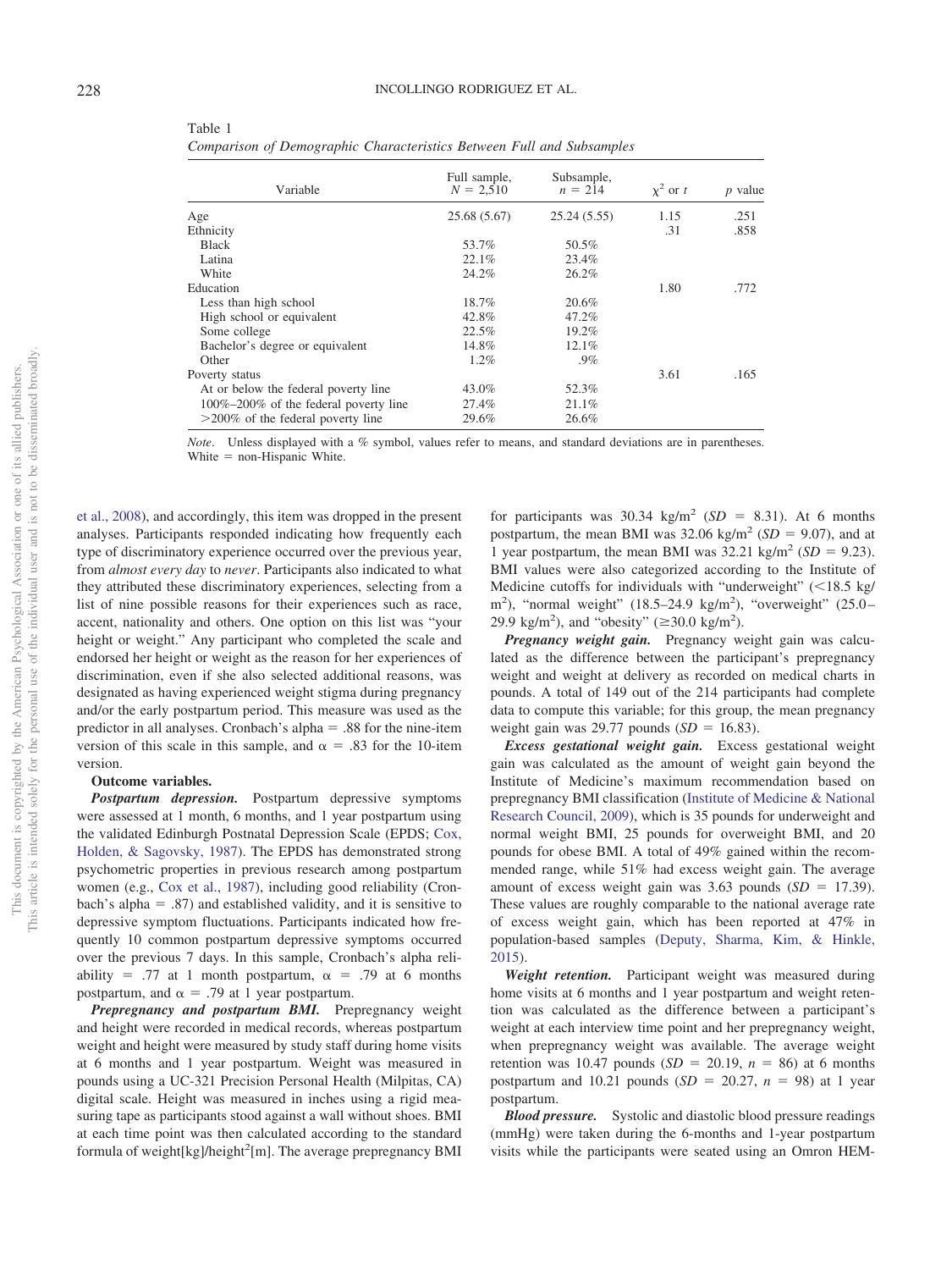Table 1

*Comparison of Demographic Characteristics Between Full and Subsamples*

| Variable | Full sample, $N = 2{,}510$ | Subsample, $n = 214$ | $\chi^2$ or $t$ | $p$ value |
|---|---|---|---|---|
| Age | 25.68 (5.67) | 25.24 (5.55) | 1.15 | .251 |
| Ethnicity | | | .31 | .858 |
| Black | 53.7% | 50.5% | | |
| Latina | 22.1% | 23.4% | | |
| White | 24.2% | 26.2% | | |
| Education | | | 1.80 | .772 |
| Less than high school | 18.7% | 20.6% | | |
| High school or equivalent | 42.8% | 47.2% | | |
| Some college | 22.5% | 19.2% | | |
| Bachelor's degree or equivalent | 14.8% | 12.1% | | |
| Other | 1.2% | .9% | | |
| Poverty status | | | 3.61 | .165 |
| At or below the federal poverty line | 43.0% | 52.3% | | |
| 100%–200% of the federal poverty line | 27.4% | 21.1% | | |
| >200% of the federal poverty line | 29.6% | 26.6% | | |

*Note*. Unless displayed with a % symbol, values refer to means, and standard deviations are in parentheses. White = non-Hispanic White.

et al., 2008), and accordingly, this item was dropped in the present analyses. Participants responded indicating how frequently each type of discriminatory experience occurred over the previous year, from *almost every day* to *never*. Participants also indicated to what they attributed these discriminatory experiences, selecting from a list of nine possible reasons for their experiences such as race, accent, nationality and others. One option on this list was "your height or weight." Any participant who completed the scale and endorsed her height or weight as the reason for her experiences of discrimination, even if she also selected additional reasons, was designated as having experienced weight stigma during pregnancy and/or the early postpartum period. This measure was used as the predictor in all analyses. Cronbach's alpha = .88 for the nine-item version of this scale in this sample, and α = .83 for the 10-item version.

**Outcome variables.**

***Postpartum depression.*** Postpartum depressive symptoms were assessed at 1 month, 6 months, and 1 year postpartum using the validated Edinburgh Postnatal Depression Scale (EPDS; Cox, Holden, & Sagovsky, 1987). The EPDS has demonstrated strong psychometric properties in previous research among postpartum women (e.g., Cox et al., 1987), including good reliability (Cronbach's alpha = .87) and established validity, and it is sensitive to depressive symptom fluctuations. Participants indicated how frequently 10 common postpartum depressive symptoms occurred over the previous 7 days. In this sample, Cronbach's alpha reliability = .77 at 1 month postpartum, α = .79 at 6 months postpartum, and α = .79 at 1 year postpartum.

***Prepregnancy and postpartum BMI.*** Prepregnancy weight and height were recorded in medical records, whereas postpartum weight and height were measured by study staff during home visits at 6 months and 1 year postpartum. Weight was measured in pounds using a UC-321 Precision Personal Health (Milpitas, CA) digital scale. Height was measured in inches using a rigid measuring tape as participants stood against a wall without shoes. BMI at each time point was then calculated according to the standard formula of weight[kg]/height$^2$[m]. The average prepregnancy BMI for participants was 30.34 kg/m$^2$ ($SD$ = 8.31). At 6 months postpartum, the mean BMI was 32.06 kg/m$^2$ ($SD$ = 9.07), and at 1 year postpartum, the mean BMI was 32.21 kg/m$^2$ ($SD$ = 9.23). BMI values were also categorized according to the Institute of Medicine cutoffs for individuals with "underweight" (<18.5 kg/m$^2$), "normal weight" (18.5–24.9 kg/m$^2$), "overweight" (25.0–29.9 kg/m$^2$), and "obesity" (≥30.0 kg/m$^2$).

***Pregnancy weight gain.*** Pregnancy weight gain was calculated as the difference between the participant's prepregnancy weight and weight at delivery as recorded on medical charts in pounds. A total of 149 out of the 214 participants had complete data to compute this variable; for this group, the mean pregnancy weight gain was 29.77 pounds ($SD$ = 16.83).

***Excess gestational weight gain.*** Excess gestational weight gain was calculated as the amount of weight gain beyond the Institute of Medicine's maximum recommendation based on prepregnancy BMI classification (Institute of Medicine & National Research Council, 2009), which is 35 pounds for underweight and normal weight BMI, 25 pounds for overweight BMI, and 20 pounds for obese BMI. A total of 49% gained within the recommended range, while 51% had excess weight gain. The average amount of excess weight gain was 3.63 pounds ($SD$ = 17.39). These values are roughly comparable to the national average rate of excess weight gain, which has been reported at 47% in population-based samples (Deputy, Sharma, Kim, & Hinkle, 2015).

***Weight retention.*** Participant weight was measured during home visits at 6 months and 1 year postpartum and weight retention was calculated as the difference between a participant's weight at each interview time point and her prepregnancy weight, when prepregnancy weight was available. The average weight retention was 10.47 pounds ($SD$ = 20.19, $n$ = 86) at 6 months postpartum and 10.21 pounds ($SD$ = 20.27, $n$ = 98) at 1 year postpartum.

***Blood pressure.*** Systolic and diastolic blood pressure readings (mmHg) were taken during the 6-months and 1-year postpartum visits while the participants were seated using an Omron HEM-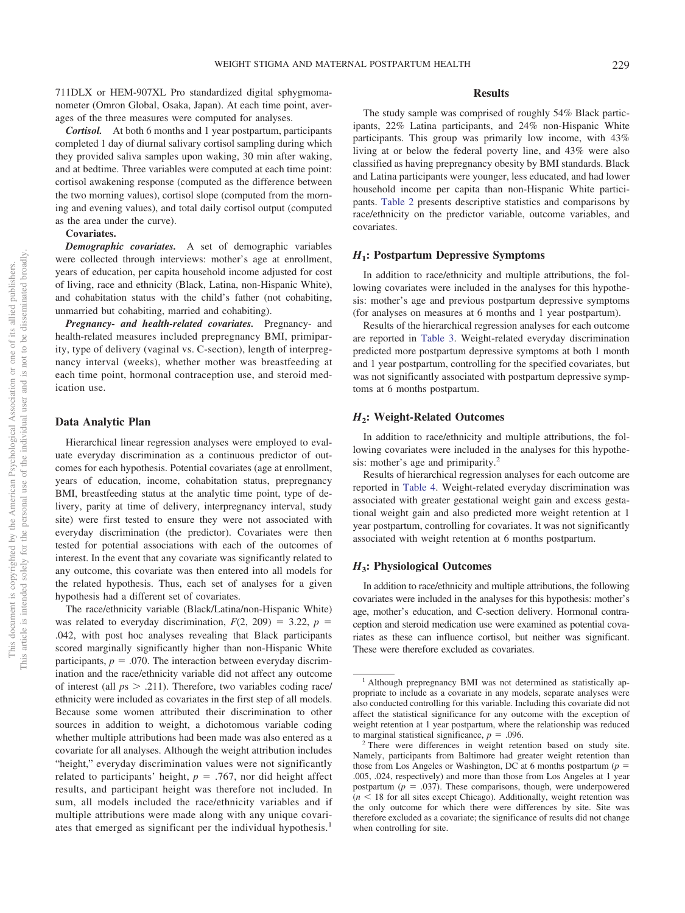711DLX or HEM-907XL Pro standardized digital sphygmomanometer (Omron Global, Osaka, Japan). At each time point, averages of the three measures were computed for analyses.

***Cortisol.*** At both 6 months and 1 year postpartum, participants completed 1 day of diurnal salivary cortisol sampling during which they provided saliva samples upon waking, 30 min after waking, and at bedtime. Three variables were computed at each time point: cortisol awakening response (computed as the difference between the two morning values), cortisol slope (computed from the morning and evening values), and total daily cortisol output (computed as the area under the curve).

**Covariates.**

***Demographic covariates.*** A set of demographic variables were collected through interviews: mother's age at enrollment, years of education, per capita household income adjusted for cost of living, race and ethnicity (Black, Latina, non-Hispanic White), and cohabitation status with the child's father (not cohabiting, unmarried but cohabiting, married and cohabiting).

***Pregnancy- and health-related covariates.*** Pregnancy- and health-related measures included prepregnancy BMI, primiparity, type of delivery (vaginal vs. C-section), length of interpregnancy interval (weeks), whether mother was breastfeeding at each time point, hormonal contraception use, and steroid medication use.

## Data Analytic Plan

Hierarchical linear regression analyses were employed to evaluate everyday discrimination as a continuous predictor of outcomes for each hypothesis. Potential covariates (age at enrollment, years of education, income, cohabitation status, prepregnancy BMI, breastfeeding status at the analytic time point, type of delivery, parity at time of delivery, interpregnancy interval, study site) were first tested to ensure they were not associated with everyday discrimination (the predictor). Covariates were then tested for potential associations with each of the outcomes of interest. In the event that any covariate was significantly related to any outcome, this covariate was then entered into all models for the related hypothesis. Thus, each set of analyses for a given hypothesis had a different set of covariates.

The race/ethnicity variable (Black/Latina/non-Hispanic White) was related to everyday discrimination, $F(2, 209) = 3.22$, $p = .042$, with post hoc analyses revealing that Black participants scored marginally significantly higher than non-Hispanic White participants, $p = .070$. The interaction between everyday discrimination and the race/ethnicity variable did not affect any outcome of interest (all $ps > .211$). Therefore, two variables coding race/ethnicity were included as covariates in the first step of all models. Because some women attributed their discrimination to other sources in addition to weight, a dichotomous variable coding whether multiple attributions had been made was also entered as a covariate for all analyses. Although the weight attribution includes "height," everyday discrimination values were not significantly related to participants' height, $p = .767$, nor did height affect results, and participant height was therefore not included. In sum, all models included the race/ethnicity variables and if multiple attributions were made along with any unique covariates that emerged as significant per the individual hypothesis.[1]

## Results

The study sample was comprised of roughly 54% Black participants, 22% Latina participants, and 24% non-Hispanic White participants. This group was primarily low income, with 43% living at or below the federal poverty line, and 43% were also classified as having prepregnancy obesity by BMI standards. Black and Latina participants were younger, less educated, and had lower household income per capita than non-Hispanic White participants. Table 2 presents descriptive statistics and comparisons by race/ethnicity on the predictor variable, outcome variables, and covariates.

### $H_1$: Postpartum Depressive Symptoms

In addition to race/ethnicity and multiple attributions, the following covariates were included in the analyses for this hypothesis: mother's age and previous postpartum depressive symptoms (for analyses on measures at 6 months and 1 year postpartum).

Results of the hierarchical regression analyses for each outcome are reported in Table 3. Weight-related everyday discrimination predicted more postpartum depressive symptoms at both 1 month and 1 year postpartum, controlling for the specified covariates, but was not significantly associated with postpartum depressive symptoms at 6 months postpartum.

### $H_2$: Weight-Related Outcomes

In addition to race/ethnicity and multiple attributions, the following covariates were included in the analyses for this hypothesis: mother's age and primiparity.[2]

Results of hierarchical regression analyses for each outcome are reported in Table 4. Weight-related everyday discrimination was associated with greater gestational weight gain and excess gestational weight gain and also predicted more weight retention at 1 year postpartum, controlling for covariates. It was not significantly associated with weight retention at 6 months postpartum.

### $H_3$: Physiological Outcomes

In addition to race/ethnicity and multiple attributions, the following covariates were included in the analyses for this hypothesis: mother's age, mother's education, and C-section delivery. Hormonal contraception and steroid medication use were examined as potential covariates as these can influence cortisol, but neither was significant. These were therefore excluded as covariates.

---

[1] Although prepregnancy BMI was not determined as statistically appropriate to include as a covariate in any models, separate analyses were also conducted controlling for this variable. Including this covariate did not affect the statistical significance for any outcome with the exception of weight retention at 1 year postpartum, where the relationship was reduced to marginal statistical significance, $p = .096$.

[2] There were differences in weight retention based on study site. Namely, participants from Baltimore had greater weight retention than those from Los Angeles or Washington, DC at 6 months postpartum ($p = .005$, $.024$, respectively) and more than those from Los Angeles at 1 year postpartum ($p = .037$). These comparisons, though, were underpowered ($n < 18$ for all sites except Chicago). Additionally, weight retention was the only outcome for which there were differences by site. Site was therefore excluded as a covariate; the significance of results did not change when controlling for site.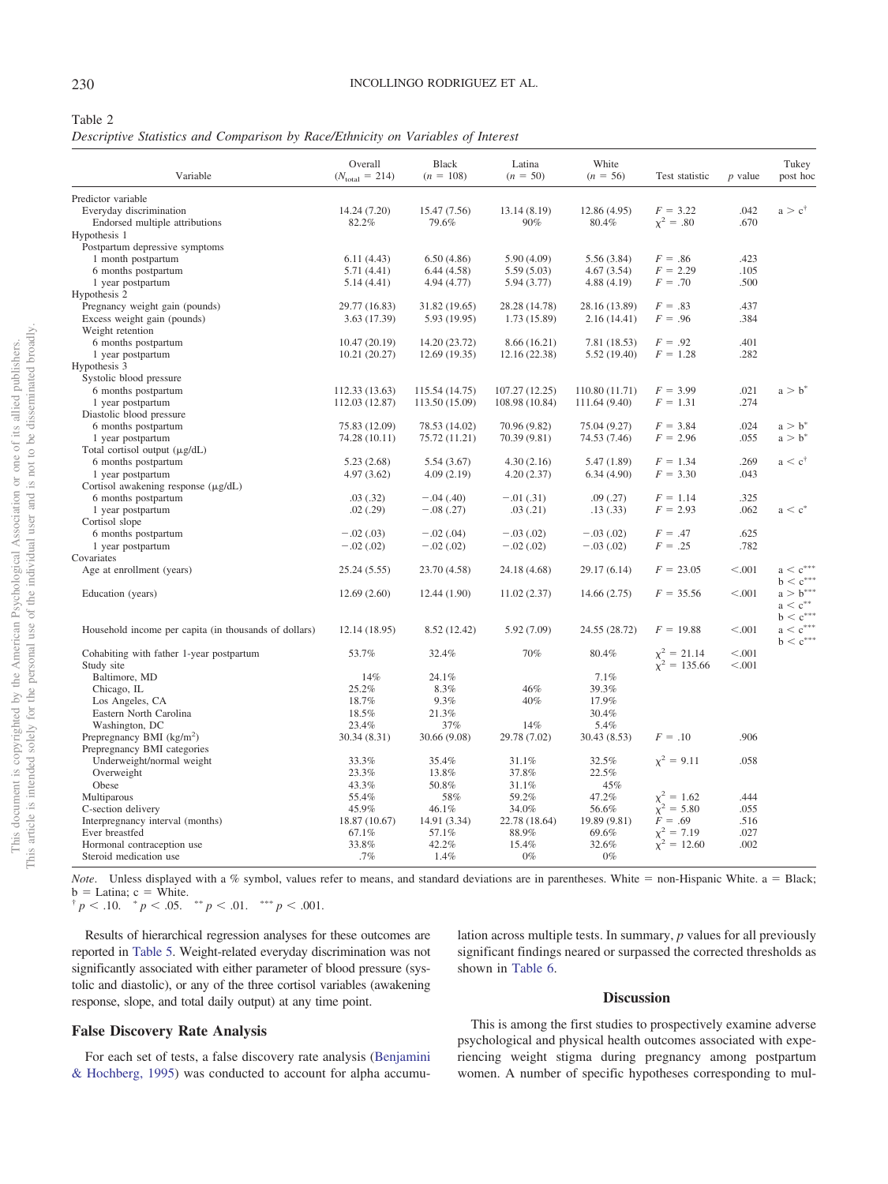Table 2

*Descriptive Statistics and Comparison by Race/Ethnicity on Variables of Interest*

| Variable | Overall ($N_{total}$ = 214) | Black ($n$ = 108) | Latina ($n$ = 50) | White ($n$ = 56) | Test statistic | $p$ value | Tukey post hoc |
|---|---|---|---|---|---|---|---|
| Predictor variable | | | | | | | |
| Everyday discrimination | 14.24 (7.20) | 15.47 (7.56) | 13.14 (8.19) | 12.86 (4.95) | $F$ = 3.22 | .042 | a > c[†] |
| Endorsed multiple attributions | 82.2% | 79.6% | 90% | 80.4% | $\chi^2$ = .80 | .670 | |
| Hypothesis 1 | | | | | | | |
| Postpartum depressive symptoms | | | | | | | |
| 1 month postpartum | 6.11 (4.43) | 6.50 (4.86) | 5.90 (4.09) | 5.56 (3.84) | $F$ = .86 | .423 | |
| 6 months postpartum | 5.71 (4.41) | 6.44 (4.58) | 5.59 (5.03) | 4.67 (3.54) | $F$ = 2.29 | .105 | |
| 1 year postpartum | 5.14 (4.41) | 4.94 (4.77) | 5.94 (3.77) | 4.88 (4.19) | $F$ = .70 | .500 | |
| Hypothesis 2 | | | | | | | |
| Pregnancy weight gain (pounds) | 29.77 (16.83) | 31.82 (19.65) | 28.28 (14.78) | 28.16 (13.89) | $F$ = .83 | .437 | |
| Excess weight gain (pounds) | 3.63 (17.39) | 5.93 (19.95) | 1.73 (15.89) | 2.16 (14.41) | $F$ = .96 | .384 | |
| Weight retention | | | | | | | |
| 6 months postpartum | 10.47 (20.19) | 14.20 (23.72) | 8.66 (16.21) | 7.81 (18.53) | $F$ = .92 | .401 | |
| 1 year postpartum | 10.21 (20.27) | 12.69 (19.35) | 12.16 (22.38) | 5.52 (19.40) | $F$ = 1.28 | .282 | |
| Hypothesis 3 | | | | | | | |
| Systolic blood pressure | | | | | | | |
| 6 months postpartum | 112.33 (13.63) | 115.54 (14.75) | 107.27 (12.25) | 110.80 (11.71) | $F$ = 3.99 | .021 | a > b[*] |
| 1 year postpartum | 112.03 (12.87) | 113.50 (15.09) | 108.98 (10.84) | 111.64 (9.40) | $F$ = 1.31 | .274 | |
| Diastolic blood pressure | | | | | | | |
| 6 months postpartum | 75.83 (12.09) | 78.53 (14.02) | 70.96 (9.82) | 75.04 (9.27) | $F$ = 3.84 | .024 | a > b[*] |
| 1 year postpartum | 74.28 (10.11) | 75.72 (11.21) | 70.39 (9.81) | 74.53 (7.46) | $F$ = 2.96 | .055 | a > b[*] |
| Total cortisol output (µg/dL) | | | | | | | |
| 6 months postpartum | 5.23 (2.68) | 5.54 (3.67) | 4.30 (2.16) | 5.47 (1.89) | $F$ = 1.34 | .269 | a < c[†] |
| 1 year postpartum | 4.97 (3.62) | 4.09 (2.19) | 4.20 (2.37) | 6.34 (4.90) | $F$ = 3.30 | .043 | |
| Cortisol awakening response (µg/dL) | | | | | | | |
| 6 months postpartum | .03 (.32) | −.04 (.40) | −.01 (.31) | .09 (.27) | $F$ = 1.14 | .325 | |
| 1 year postpartum | .02 (.29) | −.08 (.27) | .03 (.21) | .13 (.33) | $F$ = 2.93 | .062 | a < c[*] |
| Cortisol slope | | | | | | | |
| 6 months postpartum | −.02 (.03) | −.02 (.04) | −.03 (.02) | −.03 (.02) | $F$ = .47 | .625 | |
| 1 year postpartum | −.02 (.02) | −.02 (.02) | −.02 (.02) | −.03 (.02) | $F$ = .25 | .782 | |
| Covariates | | | | | | | |
| Age at enrollment (years) | 25.24 (5.55) | 23.70 (4.58) | 24.18 (4.68) | 29.17 (6.14) | $F$ = 23.05 | <.001 | a < c[***] b < c[***] |
| Education (years) | 12.69 (2.60) | 12.44 (1.90) | 11.02 (2.37) | 14.66 (2.75) | $F$ = 35.56 | <.001 | a > b[***] a < c[**] b < c[***] |
| Household income per capita (in thousands of dollars) | 12.14 (18.95) | 8.52 (12.42) | 5.92 (7.09) | 24.55 (28.72) | $F$ = 19.88 | <.001 | a < c[***] b < c[***] |
| Cohabiting with father 1-year postpartum | 53.7% | 32.4% | 70% | 80.4% | $\chi^2$ = 21.14 | <.001 | |
| Study site | | | | | $\chi^2$ = 135.66 | <.001 | |
| Baltimore, MD | 14% | 24.1% | | 7.1% | | | |
| Chicago, IL | 25.2% | 8.3% | 46% | 39.3% | | | |
| Los Angeles, CA | 18.7% | 9.3% | 40% | 17.9% | | | |
| Eastern North Carolina | 18.5% | 21.3% | | 30.4% | | | |
| Washington, DC | 23.4% | 37% | 14% | 5.4% | | | |
| Prepregnancy BMI (kg/m$^2$) | 30.34 (8.31) | 30.66 (9.08) | 29.78 (7.02) | 30.43 (8.53) | $F$ = .10 | .906 | |
| Prepregnancy BMI categories | | | | | | | |
| Underweight/normal weight | 33.3% | 35.4% | 31.1% | 32.5% | $\chi^2$ = 9.11 | .058 | |
| Overweight | 23.3% | 13.8% | 37.8% | 22.5% | | | |
| Obese | 43.3% | 50.8% | 31.1% | 45% | | | |
| Multiparous | 55.4% | 58% | 59.2% | 47.2% | $\chi^2$ = 1.62 | .444 | |
| C-section delivery | 45.9% | 46.1% | 34.0% | 56.6% | $\chi^2$ = 5.80 | .055 | |
| Interpregnancy interval (months) | 18.87 (10.67) | 14.91 (3.34) | 22.78 (18.64) | 19.89 (9.81) | $F$ = .69 | .516 | |
| Ever breastfed | 67.1% | 57.1% | 88.9% | 69.6% | $\chi^2$ = 7.19 | .027 | |
| Hormonal contraception use | 33.8% | 42.2% | 15.4% | 32.6% | $\chi^2$ = 12.60 | .002 | |
| Steroid medication use | .7% | 1.4% | 0% | 0% | | | |

*Note*. Unless displayed with a % symbol, values refer to means, and standard deviations are in parentheses. White = non-Hispanic White. a = Black; b = Latina; c = White.
[†] $p < .10$. [*] $p < .05$. [**] $p < .01$. [***] $p < .001$.

Results of hierarchical regression analyses for these outcomes are reported in Table 5. Weight-related everyday discrimination was not significantly associated with either parameter of blood pressure (systolic and diastolic), or any of the three cortisol variables (awakening response, slope, and total daily output) at any time point.

## False Discovery Rate Analysis

For each set of tests, a false discovery rate analysis (Benjamini & Hochberg, 1995) was conducted to account for alpha accumulation across multiple tests. In summary, $p$ values for all previously significant findings neared or surpassed the corrected thresholds as shown in Table 6.

## Discussion

This is among the first studies to prospectively examine adverse psychological and physical health outcomes associated with experiencing weight stigma during pregnancy among postpartum women. A number of specific hypotheses corresponding to mul-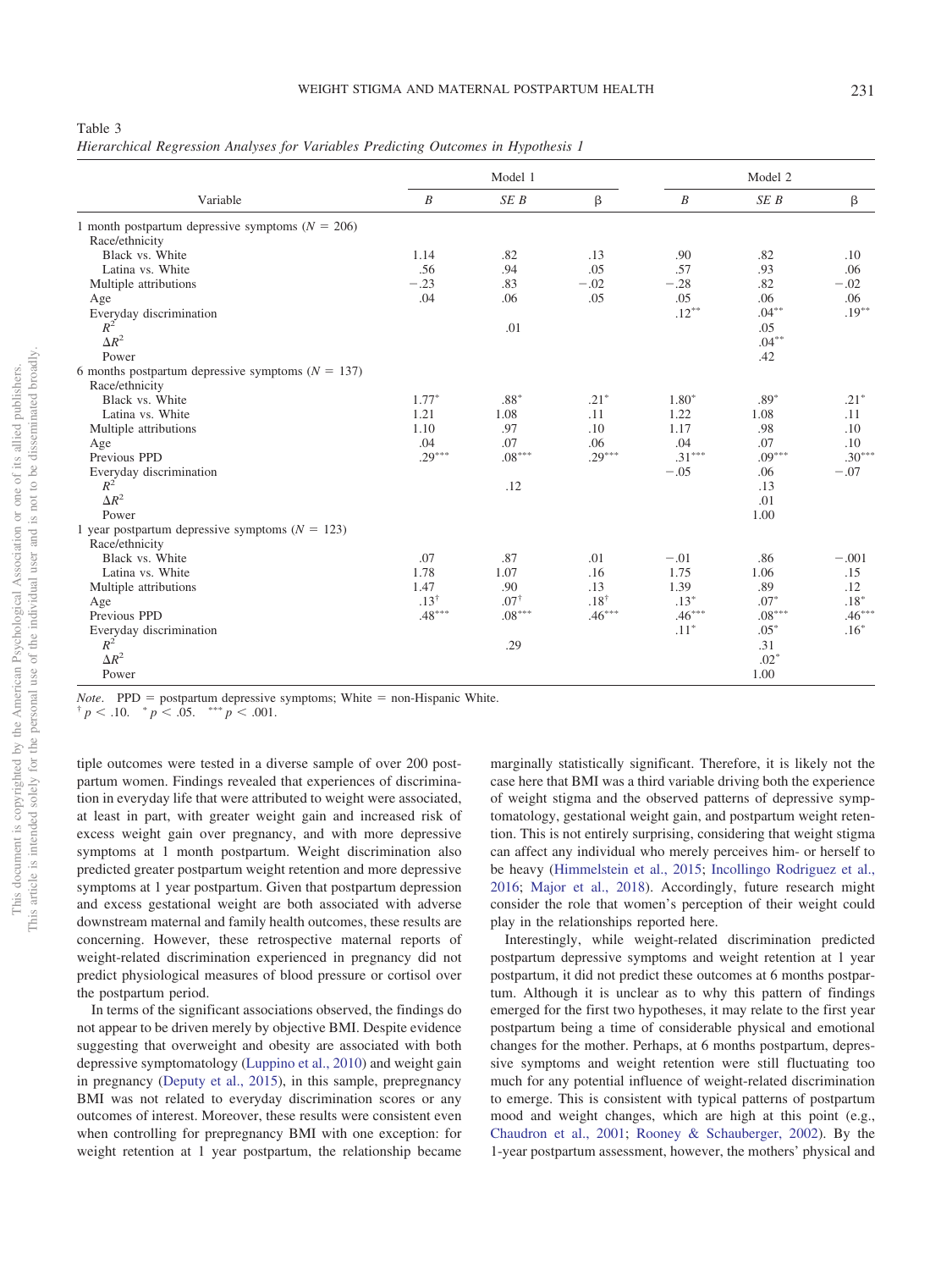Table 3
*Hierarchical Regression Analyses for Variables Predicting Outcomes in Hypothesis 1*

| Variable | Model 1 | | | Model 2 | | |
|---|---|---|---|---|---|---|
| | $B$ | $SE\ B$ | β | $B$ | $SE\ B$ | β |
| 1 month postpartum depressive symptoms ($N$ = 206) | | | | | | |
| Race/ethnicity | | | | | | |
| Black vs. White | 1.14 | .82 | .13 | .90 | .82 | .10 |
| Latina vs. White | .56 | .94 | .05 | .57 | .93 | .06 |
| Multiple attributions | −.23 | .83 | −.02 | −.28 | .82 | −.02 |
| Age | .04 | .06 | .05 | .05 | .06 | .06 |
| Everyday discrimination | | | | .12** | .04** | .19** |
| $R^2$ | | .01 | | | .05 | |
| $\Delta R^2$ | | | | | .04** | |
| Power | | | | | .42 | |
| 6 months postpartum depressive symptoms ($N$ = 137) | | | | | | |
| Race/ethnicity | | | | | | |
| Black vs. White | 1.77* | .88* | .21* | 1.80* | .89* | .21* |
| Latina vs. White | 1.21 | 1.08 | .11 | 1.22 | 1.08 | .11 |
| Multiple attributions | 1.10 | .97 | .10 | 1.17 | .98 | .10 |
| Age | .04 | .07 | .06 | .04 | .07 | .10 |
| Previous PPD | .29*** | .08*** | .29*** | .31*** | .09*** | .30*** |
| Everyday discrimination | | | | −.05 | .06 | −.07 |
| $R^2$ | | .12 | | | .13 | |
| $\Delta R^2$ | | | | | .01 | |
| Power | | | | | 1.00 | |
| 1 year postpartum depressive symptoms ($N$ = 123) | | | | | | |
| Race/ethnicity | | | | | | |
| Black vs. White | .07 | .87 | .01 | −.01 | .86 | −.001 |
| Latina vs. White | 1.78 | 1.07 | .16 | 1.75 | 1.06 | .15 |
| Multiple attributions | 1.47 | .90 | .13 | 1.39 | .89 | .12 |
| Age | .13† | .07† | .18† | .13* | .07* | .18* |
| Previous PPD | .48*** | .08*** | .46*** | .46*** | .08*** | .46*** |
| Everyday discrimination | | | | .11* | .05* | .16* |
| $R^2$ | | .29 | | | .31 | |
| $\Delta R^2$ | | | | | .02* | |
| Power | | | | | 1.00 | |

*Note*. PPD = postpartum depressive symptoms; White = non-Hispanic White.
† $p < .10$. * $p < .05$. *** $p < .001$.

tiple outcomes were tested in a diverse sample of over 200 postpartum women. Findings revealed that experiences of discrimination in everyday life that were attributed to weight were associated, at least in part, with greater weight gain and increased risk of excess weight gain over pregnancy, and with more depressive symptoms at 1 month postpartum. Weight discrimination also predicted greater postpartum weight retention and more depressive symptoms at 1 year postpartum. Given that postpartum depression and excess gestational weight are both associated with adverse downstream maternal and family health outcomes, these results are concerning. However, these retrospective maternal reports of weight-related discrimination experienced in pregnancy did not predict physiological measures of blood pressure or cortisol over the postpartum period.

In terms of the significant associations observed, the findings do not appear to be driven merely by objective BMI. Despite evidence suggesting that overweight and obesity are associated with both depressive symptomatology (Luppino et al., 2010) and weight gain in pregnancy (Deputy et al., 2015), in this sample, prepregnancy BMI was not related to everyday discrimination scores or any outcomes of interest. Moreover, these results were consistent even when controlling for prepregnancy BMI with one exception: for weight retention at 1 year postpartum, the relationship became marginally statistically significant. Therefore, it is likely not the case here that BMI was a third variable driving both the experience of weight stigma and the observed patterns of depressive symptomatology, gestational weight gain, and postpartum weight retention. This is not entirely surprising, considering that weight stigma can affect any individual who merely perceives him- or herself to be heavy (Himmelstein et al., 2015; Incollingo Rodriguez et al., 2016; Major et al., 2018). Accordingly, future research might consider the role that women's perception of their weight could play in the relationships reported here.

Interestingly, while weight-related discrimination predicted postpartum depressive symptoms and weight retention at 1 year postpartum, it did not predict these outcomes at 6 months postpartum. Although it is unclear as to why this pattern of findings emerged for the first two hypotheses, it may relate to the first year postpartum being a time of considerable physical and emotional changes for the mother. Perhaps, at 6 months postpartum, depressive symptoms and weight retention were still fluctuating too much for any potential influence of weight-related discrimination to emerge. This is consistent with typical patterns of postpartum mood and weight changes, which are high at this point (e.g., Chaudron et al., 2001; Rooney & Schauberger, 2002). By the 1-year postpartum assessment, however, the mothers' physical and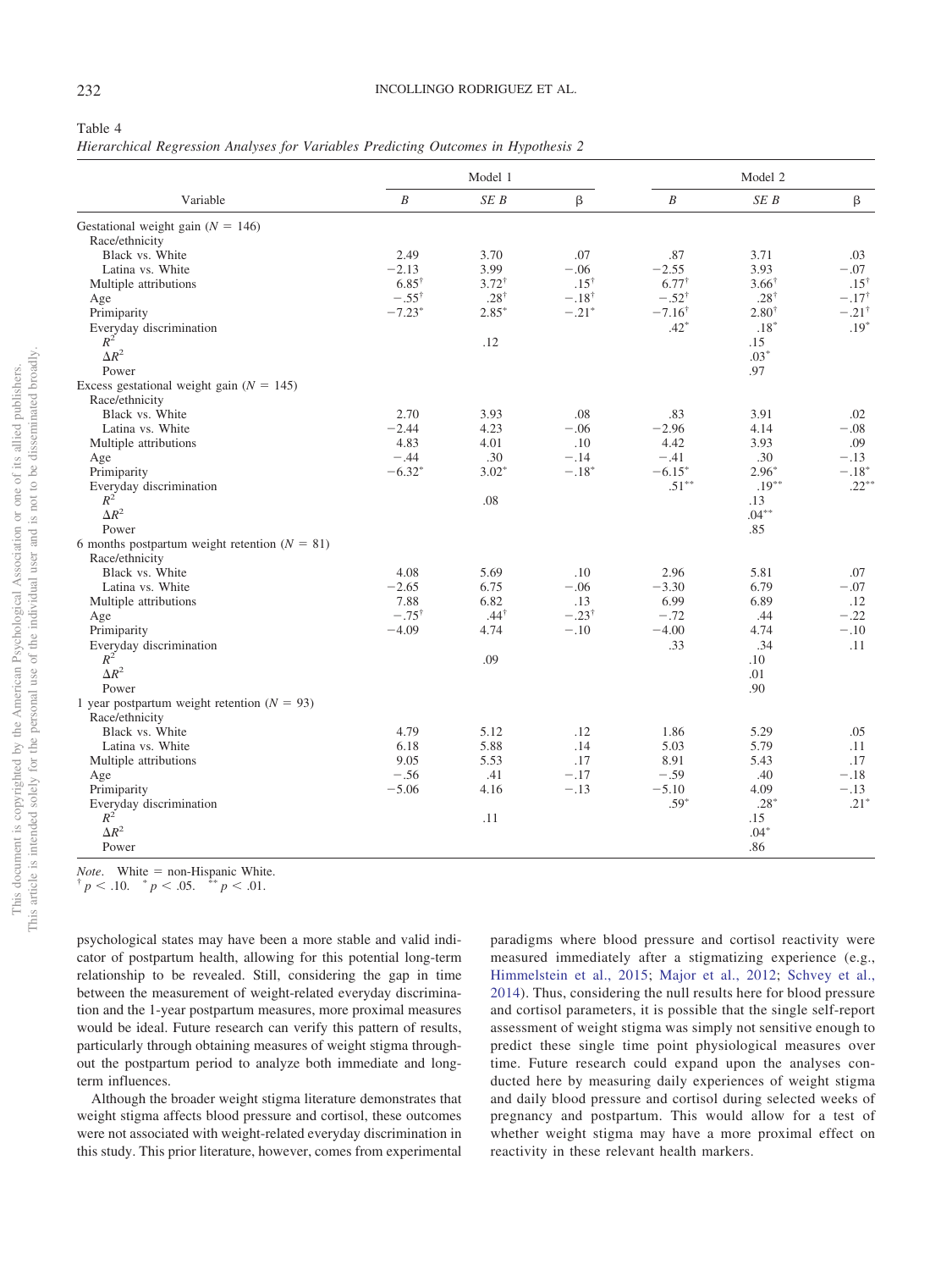Table 4

*Hierarchical Regression Analyses for Variables Predicting Outcomes in Hypothesis 2*

| Variable | Model 1 | | | Model 2 | | |
|---|---|---|---|---|---|---|
| | $B$ | $SE\ B$ | β | $B$ | $SE\ B$ | β |
| Gestational weight gain ($N = 146$) | | | | | | |
| Race/ethnicity | | | | | | |
| Black vs. White | 2.49 | 3.70 | .07 | .87 | 3.71 | .03 |
| Latina vs. White | −2.13 | 3.99 | −.06 | −2.55 | 3.93 | −.07 |
| Multiple attributions | 6.85$^{\dagger}$ | 3.72$^{\dagger}$ | .15$^{\dagger}$ | 6.77$^{\dagger}$ | 3.66$^{\dagger}$ | .15$^{\dagger}$ |
| Age | −.55$^{\dagger}$ | .28$^{\dagger}$ | −.18$^{\dagger}$ | −.52$^{\dagger}$ | .28$^{\dagger}$ | −.17$^{\dagger}$ |
| Primiparity | −7.23$^{*}$ | 2.85$^{*}$ | −.21$^{*}$ | −7.16$^{\dagger}$ | 2.80$^{\dagger}$ | −.21$^{\dagger}$ |
| Everyday discrimination | | | | .42$^{*}$ | .18$^{*}$ | .19$^{*}$ |
| $R^2$ | | .12 | | | .15 | |
| $\Delta R^2$ | | | | | .03$^{*}$ | |
| Power | | | | | .97 | |
| Excess gestational weight gain ($N = 145$) | | | | | | |
| Race/ethnicity | | | | | | |
| Black vs. White | 2.70 | 3.93 | .08 | .83 | 3.91 | .02 |
| Latina vs. White | −2.44 | 4.23 | −.06 | −2.96 | 4.14 | −.08 |
| Multiple attributions | 4.83 | 4.01 | .10 | 4.42 | 3.93 | .09 |
| Age | −.44 | .30 | −.14 | −.41 | .30 | −.13 |
| Primiparity | −6.32$^{*}$ | 3.02$^{*}$ | −.18$^{*}$ | −6.15$^{*}$ | 2.96$^{*}$ | −.18$^{*}$ |
| Everyday discrimination | | | | .51$^{**}$ | .19$^{**}$ | .22$^{**}$ |
| $R^2$ | | .08 | | | .13 | |
| $\Delta R^2$ | | | | | .04$^{**}$ | |
| Power | | | | | .85 | |
| 6 months postpartum weight retention ($N = 81$) | | | | | | |
| Race/ethnicity | | | | | | |
| Black vs. White | 4.08 | 5.69 | .10 | 2.96 | 5.81 | .07 |
| Latina vs. White | −2.65 | 6.75 | −.06 | −3.30 | 6.79 | −.07 |
| Multiple attributions | 7.88 | 6.82 | .13 | 6.99 | 6.89 | .12 |
| Age | −.75$^{\dagger}$ | .44$^{\dagger}$ | −.23$^{\dagger}$ | −.72 | .44 | −.22 |
| Primiparity | −4.09 | 4.74 | −.10 | −4.00 | 4.74 | −.10 |
| Everyday discrimination | | | | .33 | .34 | .11 |
| $R^2$ | | .09 | | | .10 | |
| $\Delta R^2$ | | | | | .01 | |
| Power | | | | | .90 | |
| 1 year postpartum weight retention ($N = 93$) | | | | | | |
| Race/ethnicity | | | | | | |
| Black vs. White | 4.79 | 5.12 | .12 | 1.86 | 5.29 | .05 |
| Latina vs. White | 6.18 | 5.88 | .14 | 5.03 | 5.79 | .11 |
| Multiple attributions | 9.05 | 5.53 | .17 | 8.91 | 5.43 | .17 |
| Age | −.56 | .41 | −.17 | −.59 | .40 | −.18 |
| Primiparity | −5.06 | 4.16 | −.13 | −5.10 | 4.09 | −.13 |
| Everyday discrimination | | | | .59$^{*}$ | .28$^{*}$ | .21$^{*}$ |
| $R^2$ | | .11 | | | .15 | |
| $\Delta R^2$ | | | | | .04$^{*}$ | |
| Power | | | | | .86 | |

*Note*. White = non-Hispanic White.
$^{\dagger}$ $p < .10$. $^{*}$ $p < .05$. $^{**}$ $p < .01$.

psychological states may have been a more stable and valid indicator of postpartum health, allowing for this potential long-term relationship to be revealed. Still, considering the gap in time between the measurement of weight-related everyday discrimination and the 1-year postpartum measures, more proximal measures would be ideal. Future research can verify this pattern of results, particularly through obtaining measures of weight stigma throughout the postpartum period to analyze both immediate and long-term influences.

Although the broader weight stigma literature demonstrates that weight stigma affects blood pressure and cortisol, these outcomes were not associated with weight-related everyday discrimination in this study. This prior literature, however, comes from experimental paradigms where blood pressure and cortisol reactivity were measured immediately after a stigmatizing experience (e.g., Himmelstein et al., 2015; Major et al., 2012; Schvey et al., 2014). Thus, considering the null results here for blood pressure and cortisol parameters, it is possible that the single self-report assessment of weight stigma was simply not sensitive enough to predict these single time point physiological measures over time. Future research could expand upon the analyses conducted here by measuring daily experiences of weight stigma and daily blood pressure and cortisol during selected weeks of pregnancy and postpartum. This would allow for a test of whether weight stigma may have a more proximal effect on reactivity in these relevant health markers.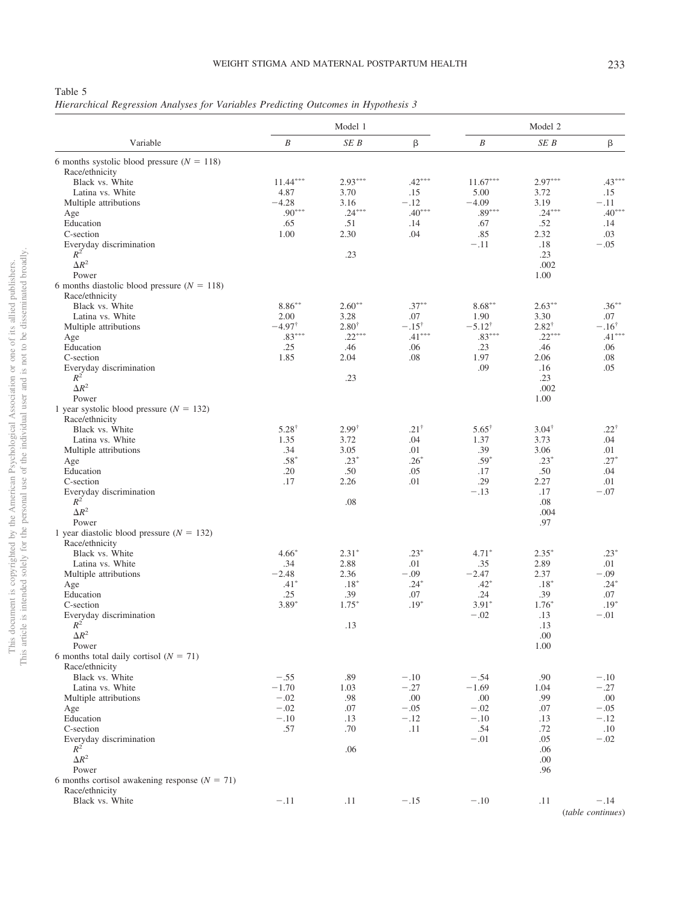Table 5

*Hierarchical Regression Analyses for Variables Predicting Outcomes in Hypothesis 3*

| Variable | Model 1 | | | Model 2 | | |
|---|---|---|---|---|---|---|
| | *B* | *SE B* | β | *B* | *SE B* | β |
| 6 months systolic blood pressure ($N$ = 118) | | | | | | |
| Race/ethnicity | | | | | | |
| Black vs. White | 11.44*** | 2.93*** | .42*** | 11.67*** | 2.97*** | .43*** |
| Latina vs. White | 4.87 | 3.70 | .15 | 5.00 | 3.72 | .15 |
| Multiple attributions | −4.28 | 3.16 | −.12 | −4.09 | 3.19 | −.11 |
| Age | .90*** | .24*** | .40*** | .89*** | .24*** | .40*** |
| Education | .65 | .51 | .14 | .67 | .52 | .14 |
| C-section | 1.00 | 2.30 | .04 | .85 | 2.32 | .03 |
| Everyday discrimination | | | | −.11 | .18 | −.05 |
| $R^2$ | | .23 | | | .23 | |
| $\Delta R^2$ | | | | | .002 | |
| Power | | | | | 1.00 | |
| 6 months diastolic blood pressure ($N$ = 118) | | | | | | |
| Race/ethnicity | | | | | | |
| Black vs. White | 8.86** | 2.60** | .37** | 8.68** | 2.63** | .36** |
| Latina vs. White | 2.00 | 3.28 | .07 | 1.90 | 3.30 | .07 |
| Multiple attributions | −4.97† | 2.80† | −.15† | −5.12† | 2.82† | −.16† |
| Age | .83*** | .22*** | .41*** | .83*** | .22*** | .41*** |
| Education | .25 | .46 | .06 | .23 | .46 | .06 |
| C-section | 1.85 | 2.04 | .08 | 1.97 | 2.06 | .08 |
| Everyday discrimination | | | | .09 | .16 | .05 |
| $R^2$ | | .23 | | | .23 | |
| $\Delta R^2$ | | | | | .002 | |
| Power | | | | | 1.00 | |
| 1 year systolic blood pressure ($N$ = 132) | | | | | | |
| Race/ethnicity | | | | | | |
| Black vs. White | 5.28† | 2.99† | .21† | 5.65† | 3.04† | .22† |
| Latina vs. White | 1.35 | 3.72 | .04 | 1.37 | 3.73 | .04 |
| Multiple attributions | .34 | 3.05 | .01 | .39 | 3.06 | .01 |
| Age | .58* | .23* | .26* | .59* | .23* | .27* |
| Education | .20 | .50 | .05 | .17 | .50 | .04 |
| C-section | .17 | 2.26 | .01 | .29 | 2.27 | .01 |
| Everyday discrimination | | | | −.13 | .17 | −.07 |
| $R^2$ | | .08 | | | .08 | |
| $\Delta R^2$ | | | | | .004 | |
| Power | | | | | .97 | |
| 1 year diastolic blood pressure ($N$ = 132) | | | | | | |
| Race/ethnicity | | | | | | |
| Black vs. White | 4.66* | 2.31* | .23* | 4.71* | 2.35* | .23* |
| Latina vs. White | .34 | 2.88 | .01 | .35 | 2.89 | .01 |
| Multiple attributions | −2.48 | 2.36 | −.09 | −2.47 | 2.37 | −.09 |
| Age | .41* | .18* | .24* | .42* | .18* | .24* |
| Education | .25 | .39 | .07 | .24 | .39 | .07 |
| C-section | 3.89* | 1.75* | .19* | 3.91* | 1.76* | .19* |
| Everyday discrimination | | | | −.02 | .13 | −.01 |
| $R^2$ | | .13 | | | .13 | |
| $\Delta R^2$ | | | | | .00 | |
| Power | | | | | 1.00 | |
| 6 months total daily cortisol ($N$ = 71) | | | | | | |
| Race/ethnicity | | | | | | |
| Black vs. White | −.55 | .89 | −.10 | −.54 | .90 | −.10 |
| Latina vs. White | −1.70 | 1.03 | −.27 | −1.69 | 1.04 | −.27 |
| Multiple attributions | −.02 | .98 | .00 | .00 | .99 | .00 |
| Age | −.02 | .07 | −.05 | −.02 | .07 | −.05 |
| Education | −.10 | .13 | −.12 | −.10 | .13 | −.12 |
| C-section | .57 | .70 | .11 | .54 | .72 | .10 |
| Everyday discrimination | | | | −.01 | .05 | −.02 |
| $R^2$ | | .06 | | | .06 | |
| $\Delta R^2$ | | | | | .00 | |
| Power | | | | | .96 | |
| 6 months cortisol awakening response ($N$ = 71) | | | | | | |
| Race/ethnicity | | | | | | |
| Black vs. White | −.11 | .11 | −.15 | −.10 | .11 | −.14 |

(*table continues*)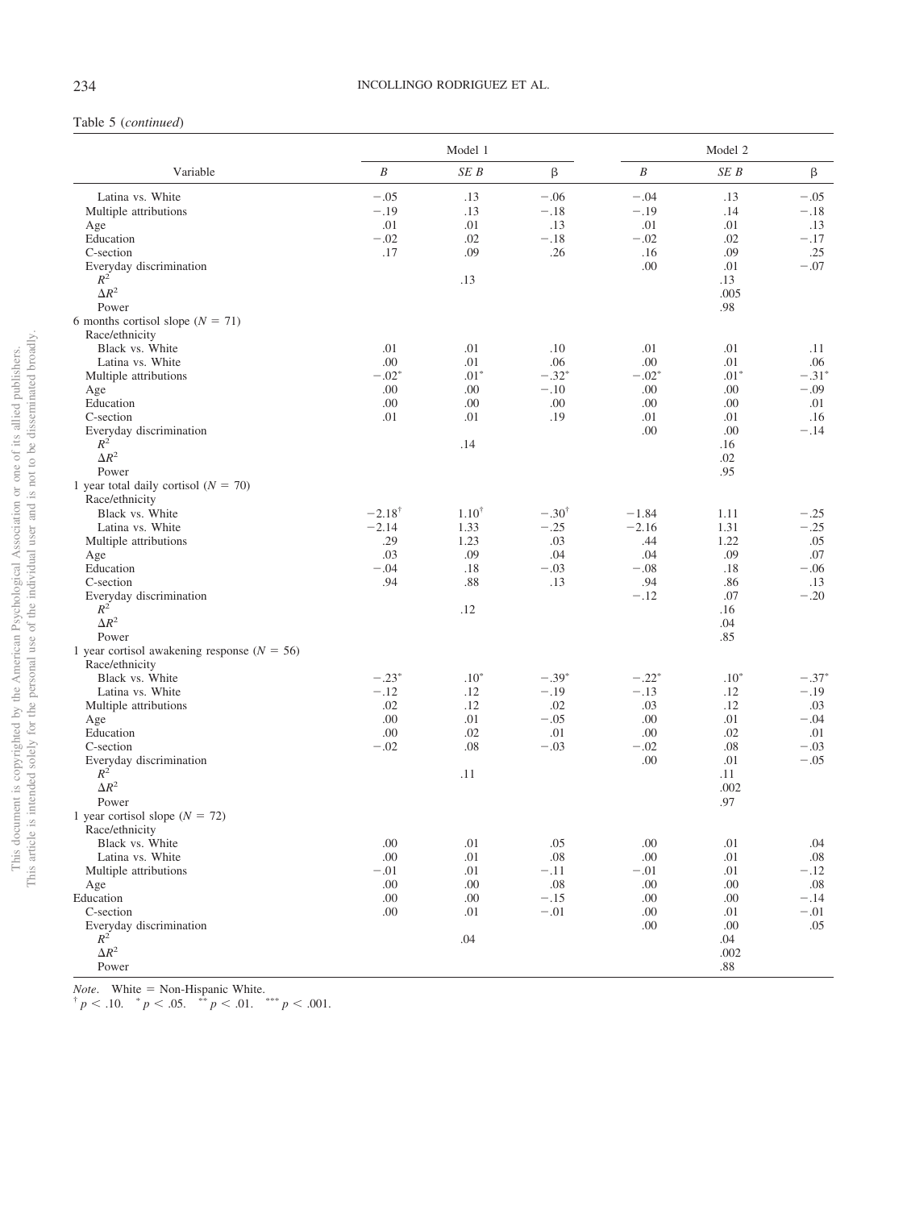Table 5 (*continued*)

| Variable | Model 1 | | | Model 2 | | |
|---|---|---|---|---|---|---|
| | *B* | *SE B* | β | *B* | *SE B* | β |
| Latina vs. White | −.05 | .13 | −.06 | −.04 | .13 | −.05 |
| Multiple attributions | −.19 | .13 | −.18 | −.19 | .14 | −.18 |
| Age | .01 | .01 | .13 | .01 | .01 | .13 |
| Education | −.02 | .02 | −.18 | −.02 | .02 | −.17 |
| C-section | .17 | .09 | .26 | .16 | .09 | .25 |
| Everyday discrimination | | | | .00 | .01 | −.07 |
| $R^2$ | | .13 | | | .13 | |
| $\Delta R^2$ | | | | | .005 | |
| Power | | | | | .98 | |
| 6 months cortisol slope ($N$ = 71) | | | | | | |
| Race/ethnicity | | | | | | |
| Black vs. White | .01 | .01 | .10 | .01 | .01 | .11 |
| Latina vs. White | .00 | .01 | .06 | .00 | .01 | .06 |
| Multiple attributions | −.02* | .01* | −.32* | −.02* | .01* | −.31* |
| Age | .00 | .00 | −.10 | .00 | .00 | −.09 |
| Education | .00 | .00 | .00 | .00 | .00 | .01 |
| C-section | .01 | .01 | .19 | .01 | .01 | .16 |
| Everyday discrimination | | | | .00 | .00 | −.14 |
| $R^2$ | | .14 | | | .16 | |
| $\Delta R^2$ | | | | | .02 | |
| Power | | | | | .95 | |
| 1 year total daily cortisol ($N$ = 70) | | | | | | |
| Race/ethnicity | | | | | | |
| Black vs. White | −2.18† | 1.10† | −.30† | −1.84 | 1.11 | −.25 |
| Latina vs. White | −2.14 | 1.33 | −.25 | −2.16 | 1.31 | −.25 |
| Multiple attributions | .29 | 1.23 | .03 | .44 | 1.22 | .05 |
| Age | .03 | .09 | .04 | .04 | .09 | .07 |
| Education | −.04 | .18 | −.03 | −.08 | .18 | −.06 |
| C-section | .94 | .88 | .13 | .94 | .86 | .13 |
| Everyday discrimination | | | | −.12 | .07 | −.20 |
| $R^2$ | | .12 | | | .16 | |
| $\Delta R^2$ | | | | | .04 | |
| Power | | | | | .85 | |
| 1 year cortisol awakening response ($N$ = 56) | | | | | | |
| Race/ethnicity | | | | | | |
| Black vs. White | −.23* | .10* | −.39* | −.22* | .10* | −.37* |
| Latina vs. White | −.12 | .12 | −.19 | −.13 | .12 | −.19 |
| Multiple attributions | .02 | .12 | .02 | .03 | .12 | .03 |
| Age | .00 | .01 | −.05 | .00 | .01 | −.04 |
| Education | .00 | .02 | .01 | .00 | .02 | .01 |
| C-section | −.02 | .08 | −.03 | −.02 | .08 | −.03 |
| Everyday discrimination | | | | .00 | .01 | −.05 |
| $R^2$ | | .11 | | | .11 | |
| $\Delta R^2$ | | | | | .002 | |
| Power | | | | | .97 | |
| 1 year cortisol slope ($N$ = 72) | | | | | | |
| Race/ethnicity | | | | | | |
| Black vs. White | .00 | .01 | .05 | .00 | .01 | .04 |
| Latina vs. White | .00 | .01 | .08 | .00 | .01 | .08 |
| Multiple attributions | −.01 | .01 | −.11 | −.01 | .01 | −.12 |
| Age | .00 | .00 | .08 | .00 | .00 | .08 |
| Education | .00 | .00 | −.15 | .00 | .00 | −.14 |
| C-section | .00 | .01 | −.01 | .00 | .01 | −.01 |
| Everyday discrimination | | | | .00 | .00 | .05 |
| $R^2$ | | .04 | | | .04 | |
| $\Delta R^2$ | | | | | .002 | |
| Power | | | | | .88 | |

*Note*. White = Non-Hispanic White.
† $p < .10$. * $p < .05$. ** $p < .01$. *** $p < .001$.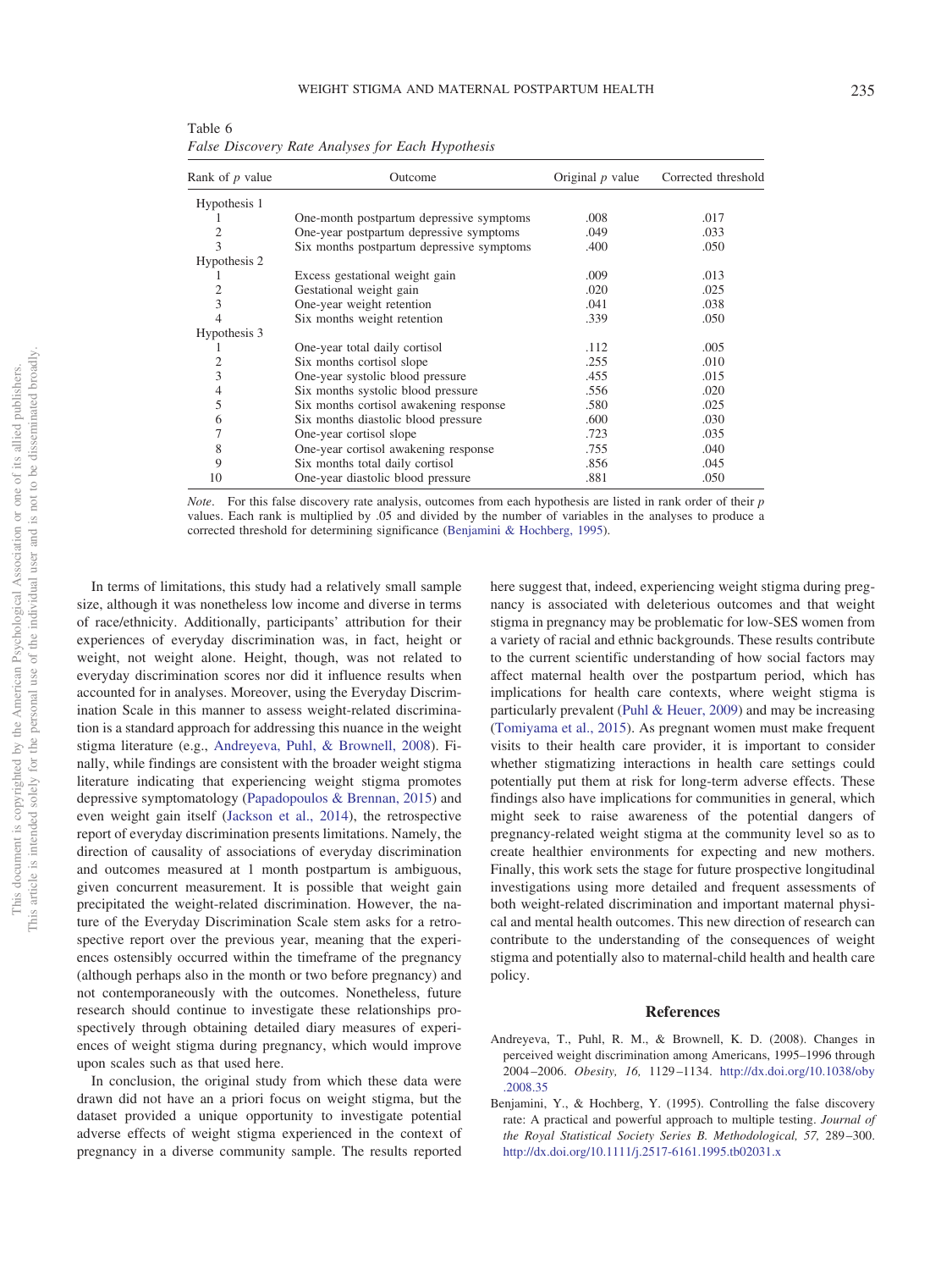Table 6
*False Discovery Rate Analyses for Each Hypothesis*

| Rank of *p* value | Outcome | Original *p* value | Corrected threshold |
|---|---|---|---|
| Hypothesis 1 | | | |
| 1 | One-month postpartum depressive symptoms | .008 | .017 |
| 2 | One-year postpartum depressive symptoms | .049 | .033 |
| 3 | Six months postpartum depressive symptoms | .400 | .050 |
| Hypothesis 2 | | | |
| 1 | Excess gestational weight gain | .009 | .013 |
| 2 | Gestational weight gain | .020 | .025 |
| 3 | One-year weight retention | .041 | .038 |
| 4 | Six months weight retention | .339 | .050 |
| Hypothesis 3 | | | |
| 1 | One-year total daily cortisol | .112 | .005 |
| 2 | Six months cortisol slope | .255 | .010 |
| 3 | One-year systolic blood pressure | .455 | .015 |
| 4 | Six months systolic blood pressure | .556 | .020 |
| 5 | Six months cortisol awakening response | .580 | .025 |
| 6 | Six months diastolic blood pressure | .600 | .030 |
| 7 | One-year cortisol slope | .723 | .035 |
| 8 | One-year cortisol awakening response | .755 | .040 |
| 9 | Six months total daily cortisol | .856 | .045 |
| 10 | One-year diastolic blood pressure | .881 | .050 |

*Note*. For this false discovery rate analysis, outcomes from each hypothesis are listed in rank order of their *p* values. Each rank is multiplied by .05 and divided by the number of variables in the analyses to produce a corrected threshold for determining significance (Benjamini & Hochberg, 1995).

In terms of limitations, this study had a relatively small sample size, although it was nonetheless low income and diverse in terms of race/ethnicity. Additionally, participants' attribution for their experiences of everyday discrimination was, in fact, height or weight, not weight alone. Height, though, was not related to everyday discrimination scores nor did it influence results when accounted for in analyses. Moreover, using the Everyday Discrimination Scale in this manner to assess weight-related discrimination is a standard approach for addressing this nuance in the weight stigma literature (e.g., Andreyeva, Puhl, & Brownell, 2008). Finally, while findings are consistent with the broader weight stigma literature indicating that experiencing weight stigma promotes depressive symptomatology (Papadopoulos & Brennan, 2015) and even weight gain itself (Jackson et al., 2014), the retrospective report of everyday discrimination presents limitations. Namely, the direction of causality of associations of everyday discrimination and outcomes measured at 1 month postpartum is ambiguous, given concurrent measurement. It is possible that weight gain precipitated the weight-related discrimination. However, the nature of the Everyday Discrimination Scale stem asks for a retrospective report over the previous year, meaning that the experiences ostensibly occurred within the timeframe of the pregnancy (although perhaps also in the month or two before pregnancy) and not contemporaneously with the outcomes. Nonetheless, future research should continue to investigate these relationships prospectively through obtaining detailed diary measures of experiences of weight stigma during pregnancy, which would improve upon scales such as that used here.

In conclusion, the original study from which these data were drawn did not have an a priori focus on weight stigma, but the dataset provided a unique opportunity to investigate potential adverse effects of weight stigma experienced in the context of pregnancy in a diverse community sample. The results reported here suggest that, indeed, experiencing weight stigma during pregnancy is associated with deleterious outcomes and that weight stigma in pregnancy may be problematic for low-SES women from a variety of racial and ethnic backgrounds. These results contribute to the current scientific understanding of how social factors may affect maternal health over the postpartum period, which has implications for health care contexts, where weight stigma is particularly prevalent (Puhl & Heuer, 2009) and may be increasing (Tomiyama et al., 2015). As pregnant women must make frequent visits to their health care provider, it is important to consider whether stigmatizing interactions in health care settings could potentially put them at risk for long-term adverse effects. These findings also have implications for communities in general, which might seek to raise awareness of the potential dangers of pregnancy-related weight stigma at the community level so as to create healthier environments for expecting and new mothers. Finally, this work sets the stage for future prospective longitudinal investigations using more detailed and frequent assessments of both weight-related discrimination and important maternal physical and mental health outcomes. This new direction of research can contribute to the understanding of the consequences of weight stigma and potentially also to maternal-child health and health care policy.

## References

Andreyeva, T., Puhl, R. M., & Brownell, K. D. (2008). Changes in perceived weight discrimination among Americans, 1995–1996 through 2004–2006. *Obesity, 16,* 1129–1134. http://dx.doi.org/10.1038/oby.2008.35

Benjamini, Y., & Hochberg, Y. (1995). Controlling the false discovery rate: A practical and powerful approach to multiple testing. *Journal of the Royal Statistical Society Series B. Methodological, 57,* 289–300. http://dx.doi.org/10.1111/j.2517-6161.1995.tb02031.x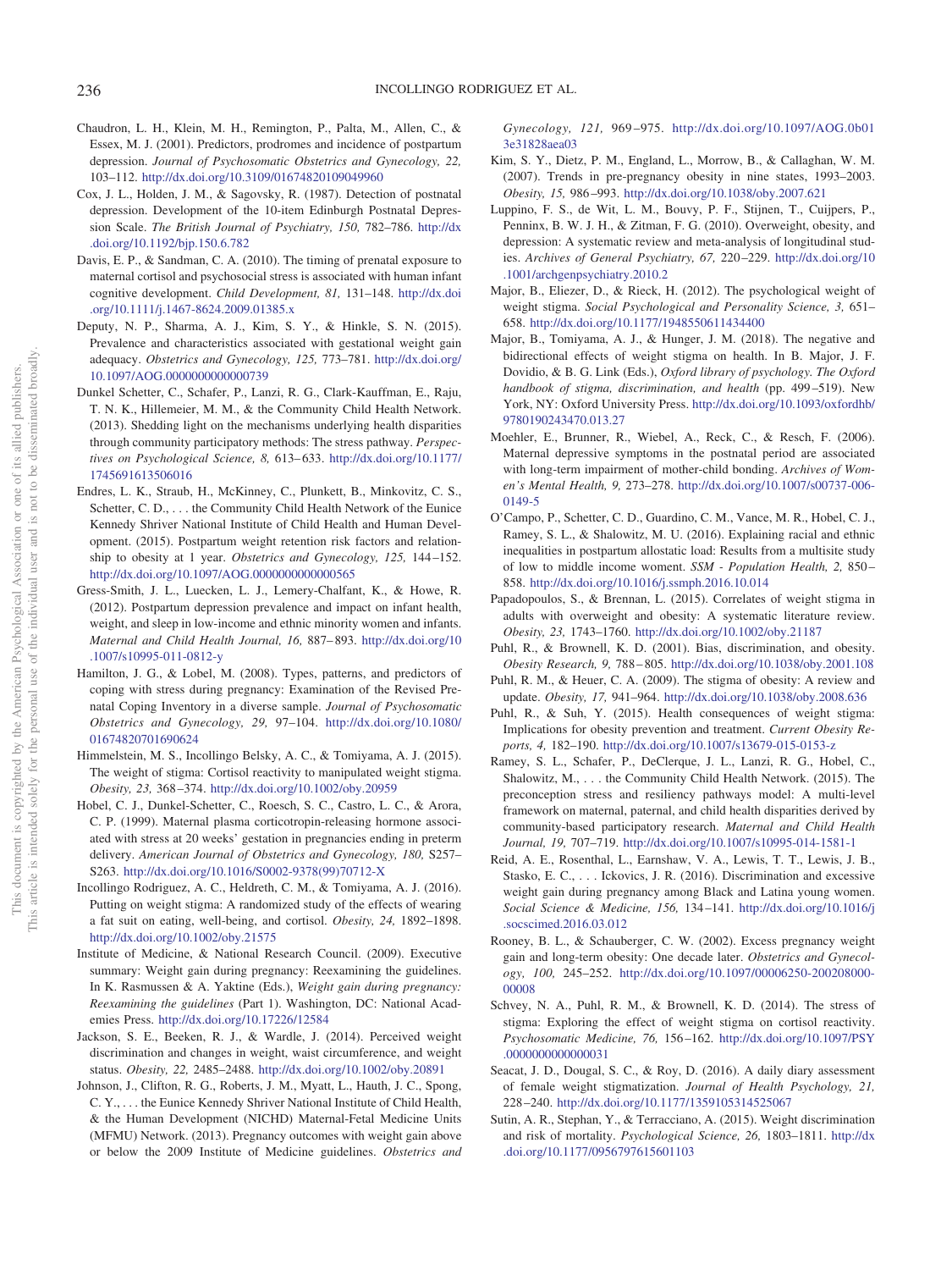Chaudron, L. H., Klein, M. H., Remington, P., Palta, M., Allen, C., & Essex, M. J. (2001). Predictors, prodromes and incidence of postpartum depression. *Journal of Psychosomatic Obstetrics and Gynecology, 22,* 103–112. http://dx.doi.org/10.3109/01674820109049960

Cox, J. L., Holden, J. M., & Sagovsky, R. (1987). Detection of postnatal depression. Development of the 10-item Edinburgh Postnatal Depression Scale. *The British Journal of Psychiatry, 150,* 782–786. http://dx.doi.org/10.1192/bjp.150.6.782

Davis, E. P., & Sandman, C. A. (2010). The timing of prenatal exposure to maternal cortisol and psychosocial stress is associated with human infant cognitive development. *Child Development, 81,* 131–148. http://dx.doi.org/10.1111/j.1467-8624.2009.01385.x

Deputy, N. P., Sharma, A. J., Kim, S. Y., & Hinkle, S. N. (2015). Prevalence and characteristics associated with gestational weight gain adequacy. *Obstetrics and Gynecology, 125,* 773–781. http://dx.doi.org/10.1097/AOG.0000000000000739

Dunkel Schetter, C., Schafer, P., Lanzi, R. G., Clark-Kauffman, E., Raju, T. N. K., Hillemeier, M. M., & the Community Child Health Network. (2013). Shedding light on the mechanisms underlying health disparities through community participatory methods: The stress pathway. *Perspectives on Psychological Science, 8,* 613–633. http://dx.doi.org/10.1177/1745691613506016

Endres, L. K., Straub, H., McKinney, C., Plunkett, B., Minkovitz, C. S., Schetter, C. D., . . . the Community Child Health Network of the Eunice Kennedy Shriver National Institute of Child Health and Human Development. (2015). Postpartum weight retention risk factors and relationship to obesity at 1 year. *Obstetrics and Gynecology, 125,* 144–152. http://dx.doi.org/10.1097/AOG.0000000000000565

Gress-Smith, J. L., Luecken, L. J., Lemery-Chalfant, K., & Howe, R. (2012). Postpartum depression prevalence and impact on infant health, weight, and sleep in low-income and ethnic minority women and infants. *Maternal and Child Health Journal, 16,* 887–893. http://dx.doi.org/10.1007/s10995-011-0812-y

Hamilton, J. G., & Lobel, M. (2008). Types, patterns, and predictors of coping with stress during pregnancy: Examination of the Revised Prenatal Coping Inventory in a diverse sample. *Journal of Psychosomatic Obstetrics and Gynecology, 29,* 97–104. http://dx.doi.org/10.1080/01674820701690624

Himmelstein, M. S., Incollingo Belsky, A. C., & Tomiyama, A. J. (2015). The weight of stigma: Cortisol reactivity to manipulated weight stigma. *Obesity, 23,* 368–374. http://dx.doi.org/10.1002/oby.20959

Hobel, C. J., Dunkel-Schetter, C., Roesch, S. C., Castro, L. C., & Arora, C. P. (1999). Maternal plasma corticotropin-releasing hormone associated with stress at 20 weeks' gestation in pregnancies ending in preterm delivery. *American Journal of Obstetrics and Gynecology, 180,* S257–S263. http://dx.doi.org/10.1016/S0002-9378(99)70712-X

Incollingo Rodriguez, A. C., Heldreth, C. M., & Tomiyama, A. J. (2016). Putting on weight stigma: A randomized study of the effects of wearing a fat suit on eating, well-being, and cortisol. *Obesity, 24,* 1892–1898. http://dx.doi.org/10.1002/oby.21575

Institute of Medicine, & National Research Council. (2009). Executive summary: Weight gain during pregnancy: Reexamining the guidelines. In K. Rasmussen & A. Yaktine (Eds.), *Weight gain during pregnancy: Reexamining the guidelines* (Part 1). Washington, DC: National Academies Press. http://dx.doi.org/10.17226/12584

Jackson, S. E., Beeken, R. J., & Wardle, J. (2014). Perceived weight discrimination and changes in weight, waist circumference, and weight status. *Obesity, 22,* 2485–2488. http://dx.doi.org/10.1002/oby.20891

Johnson, J., Clifton, R. G., Roberts, J. M., Myatt, L., Hauth, J. C., Spong, C. Y., . . . the Eunice Kennedy Shriver National Institute of Child Health, & the Human Development (NICHD) Maternal-Fetal Medicine Units (MFMU) Network. (2013). Pregnancy outcomes with weight gain above or below the 2009 Institute of Medicine guidelines. *Obstetrics and Gynecology, 121,* 969–975. http://dx.doi.org/10.1097/AOG.0b013e31828aea03

Kim, S. Y., Dietz, P. M., England, L., Morrow, B., & Callaghan, W. M. (2007). Trends in pre-pregnancy obesity in nine states, 1993–2003. *Obesity, 15,* 986–993. http://dx.doi.org/10.1038/oby.2007.621

Luppino, F. S., de Wit, L. M., Bouvy, P. F., Stijnen, T., Cuijpers, P., Penninx, B. W. J. H., & Zitman, F. G. (2010). Overweight, obesity, and depression: A systematic review and meta-analysis of longitudinal studies. *Archives of General Psychiatry, 67,* 220–229. http://dx.doi.org/10.1001/archgenpsychiatry.2010.2

Major, B., Eliezer, D., & Rieck, H. (2012). The psychological weight of weight stigma. *Social Psychological and Personality Science, 3,* 651–658. http://dx.doi.org/10.1177/1948550611434400

Major, B., Tomiyama, A. J., & Hunger, J. M. (2018). The negative and bidirectional effects of weight stigma on health. In B. Major, J. F. Dovidio, & B. G. Link (Eds.), *Oxford library of psychology. The Oxford handbook of stigma, discrimination, and health* (pp. 499–519). New York, NY: Oxford University Press. http://dx.doi.org/10.1093/oxfordhb/9780190243470.013.27

Moehler, E., Brunner, R., Wiebel, A., Reck, C., & Resch, F. (2006). Maternal depressive symptoms in the postnatal period are associated with long-term impairment of mother-child bonding. *Archives of Women's Mental Health, 9,* 273–278. http://dx.doi.org/10.1007/s00737-006-0149-5

O'Campo, P., Schetter, C. D., Guardino, C. M., Vance, M. R., Hobel, C. J., Ramey, S. L., & Shalowitz, M. U. (2016). Explaining racial and ethnic inequalities in postpartum allostatic load: Results from a multisite study of low to middle income woment. *SSM - Population Health, 2,* 850–858. http://dx.doi.org/10.1016/j.ssmph.2016.10.014

Papadopoulos, S., & Brennan, L. (2015). Correlates of weight stigma in adults with overweight and obesity: A systematic literature review. *Obesity, 23,* 1743–1760. http://dx.doi.org/10.1002/oby.21187

Puhl, R., & Brownell, K. D. (2001). Bias, discrimination, and obesity. *Obesity Research, 9,* 788–805. http://dx.doi.org/10.1038/oby.2001.108

Puhl, R. M., & Heuer, C. A. (2009). The stigma of obesity: A review and update. *Obesity, 17,* 941–964. http://dx.doi.org/10.1038/oby.2008.636

Puhl, R., & Suh, Y. (2015). Health consequences of weight stigma: Implications for obesity prevention and treatment. *Current Obesity Reports, 4,* 182–190. http://dx.doi.org/10.1007/s13679-015-0153-z

Ramey, S. L., Schafer, P., DeClerque, J. L., Lanzi, R. G., Hobel, C., Shalowitz, M., . . . the Community Child Health Network. (2015). The preconception stress and resiliency pathways model: A multi-level framework on maternal, paternal, and child health disparities derived by community-based participatory research. *Maternal and Child Health Journal, 19,* 707–719. http://dx.doi.org/10.1007/s10995-014-1581-1

Reid, A. E., Rosenthal, L., Earnshaw, V. A., Lewis, T. T., Lewis, J. B., Stasko, E. C., . . . Ickovics, J. R. (2016). Discrimination and excessive weight gain during pregnancy among Black and Latina young women. *Social Science & Medicine, 156,* 134–141. http://dx.doi.org/10.1016/j.socscimed.2016.03.012

Rooney, B. L., & Schauberger, C. W. (2002). Excess pregnancy weight gain and long-term obesity: One decade later. *Obstetrics and Gynecology, 100,* 245–252. http://dx.doi.org/10.1097/00006250-200208000-00008

Schvey, N. A., Puhl, R. M., & Brownell, K. D. (2014). The stress of stigma: Exploring the effect of weight stigma on cortisol reactivity. *Psychosomatic Medicine, 76,* 156–162. http://dx.doi.org/10.1097/PSY.0000000000000031

Seacat, J. D., Dougal, S. C., & Roy, D. (2016). A daily diary assessment of female weight stigmatization. *Journal of Health Psychology, 21,* 228–240. http://dx.doi.org/10.1177/1359105314525067

Sutin, A. R., Stephan, Y., & Terracciano, A. (2015). Weight discrimination and risk of mortality. *Psychological Science, 26,* 1803–1811. http://dx.doi.org/10.1177/0956797615601103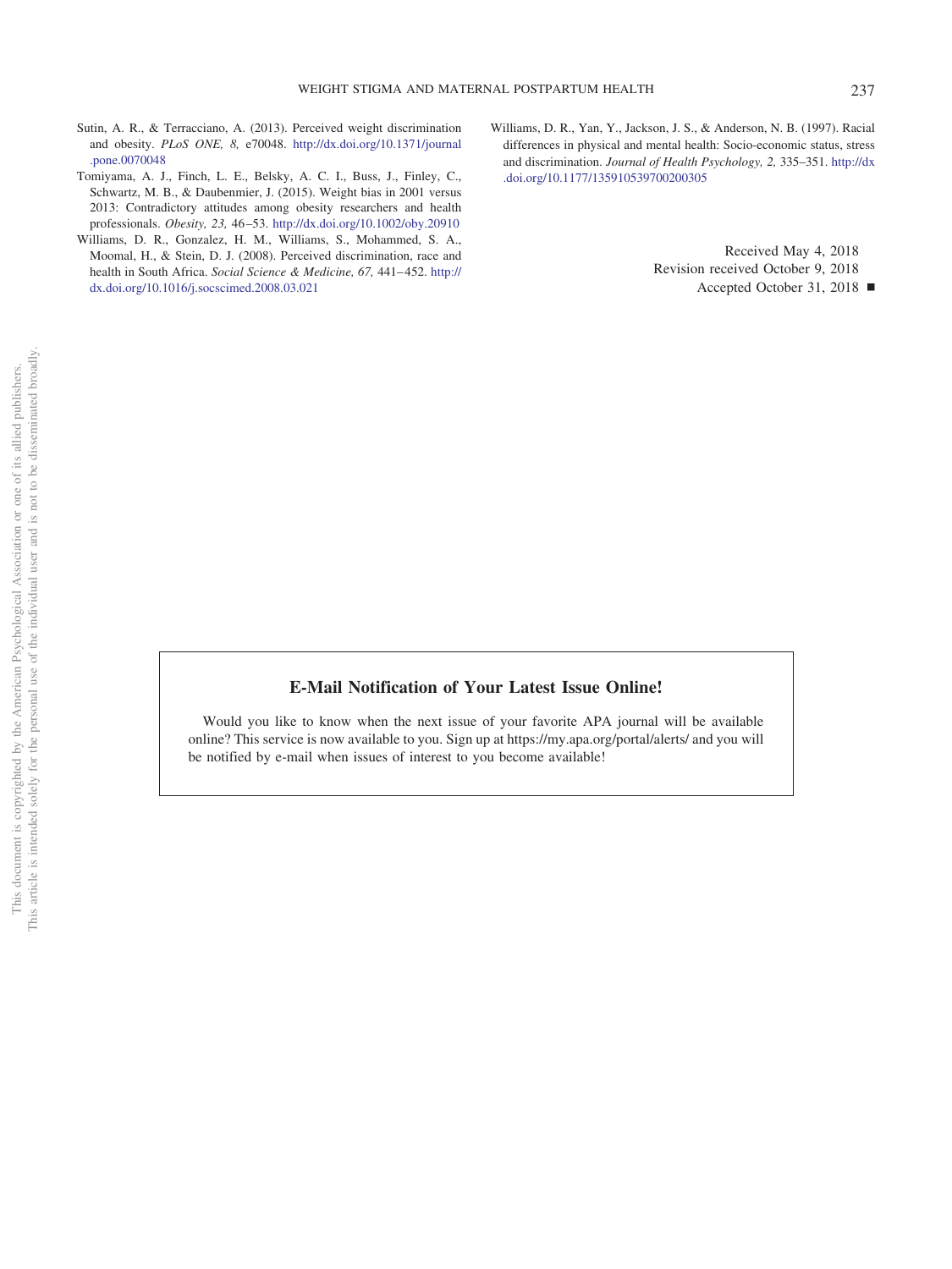Sutin, A. R., & Terracciano, A. (2013). Perceived weight discrimination and obesity. *PLoS ONE, 8,* e70048. http://dx.doi.org/10.1371/journal.pone.0070048

Tomiyama, A. J., Finch, L. E., Belsky, A. C. I., Buss, J., Finley, C., Schwartz, M. B., & Daubenmier, J. (2015). Weight bias in 2001 versus 2013: Contradictory attitudes among obesity researchers and health professionals. *Obesity, 23,* 46–53. http://dx.doi.org/10.1002/oby.20910

Williams, D. R., Gonzalez, H. M., Williams, S., Mohammed, S. A., Moomal, H., & Stein, D. J. (2008). Perceived discrimination, race and health in South Africa. *Social Science & Medicine, 67,* 441–452. http://dx.doi.org/10.1016/j.socscimed.2008.03.021

Williams, D. R., Yan, Y., Jackson, J. S., & Anderson, N. B. (1997). Racial differences in physical and mental health: Socio-economic status, stress and discrimination. *Journal of Health Psychology, 2,* 335–351. http://dx.doi.org/10.1177/135910539700200305

Received May 4, 2018
Revision received October 9, 2018
Accepted October 31, 2018 ■

**E-Mail Notification of Your Latest Issue Online!**

Would you like to know when the next issue of your favorite APA journal will be available online? This service is now available to you. Sign up at https://my.apa.org/portal/alerts/ and you will be notified by e-mail when issues of interest to you become available!